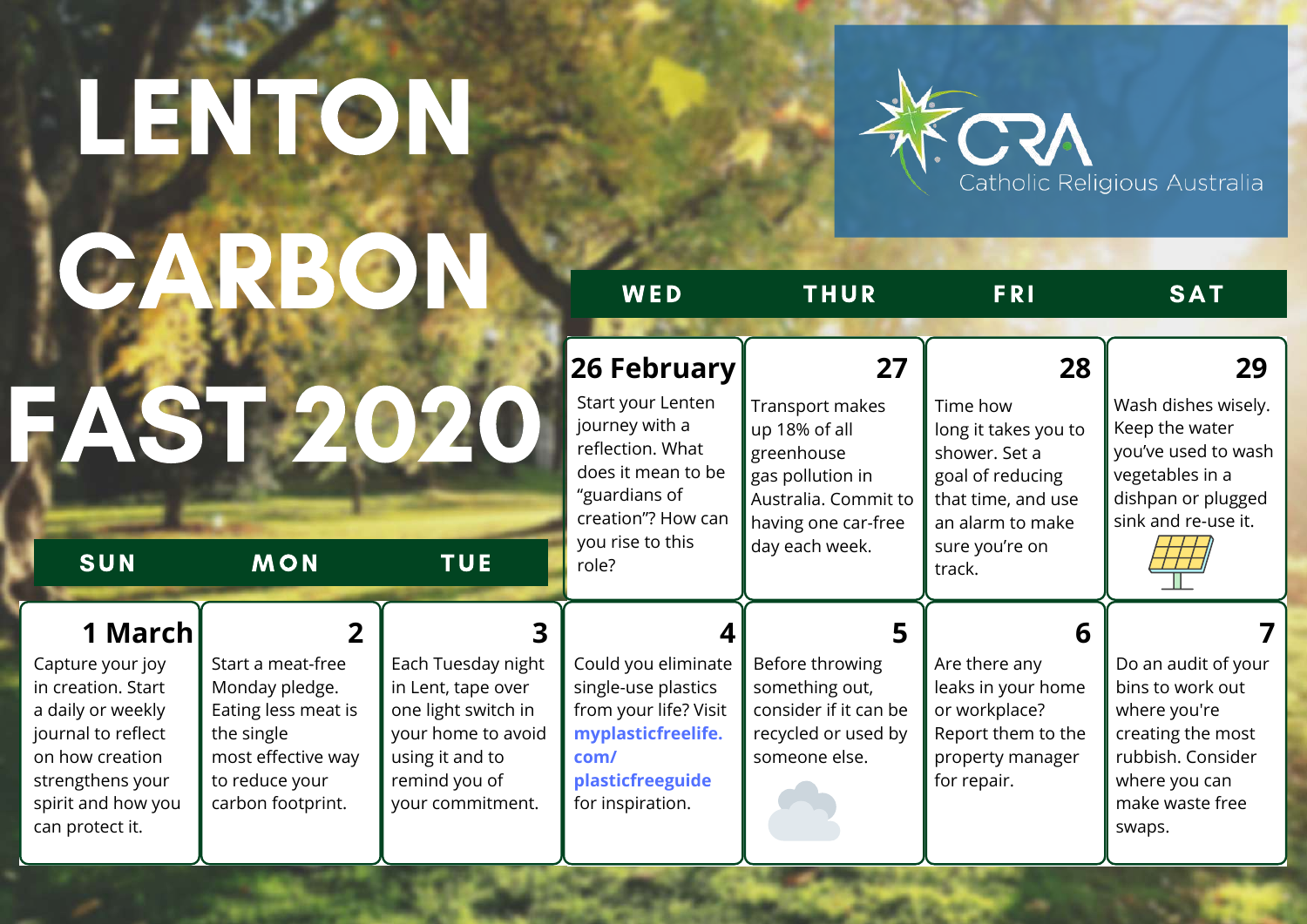# LENTON CARBON FAST 2020

Catholic Religious Australia

| SUN | MON | TUE | WED | THUR | FRI | SAT |
|---|---|---|---|---|---|---|
| | | | **26 February** Start your Lenten journey with a reflection. What does it mean to be "guardians of creation"? How can you rise to this role? | **27** Transport makes up 18% of all greenhouse gas pollution in Australia. Commit to having one car-free day each week. | **28** Time how long it takes you to shower. Set a goal of reducing that time, and use an alarm to make sure you're on track. | **29** Wash dishes wisely. Keep the water you've used to wash vegetables in a dishpan or plugged sink and re-use it. |
| **1 March** Capture your joy in creation. Start a daily or weekly journal to reflect on how creation strengthens your spirit and how you can protect it. | **2** Start a meat-free Monday pledge. Eating less meat is the single most effective way to reduce your carbon footprint. | **3** Each Tuesday night in Lent, tape over one light switch in your home to avoid using it and to remind you of your commitment. | **4** Could you eliminate single-use plastics from your life? Visit **myplasticfreelife.com/plasticfreeguide** for inspiration. | **5** Before throwing something out, consider if it can be recycled or used by someone else. | **6** Are there any leaks in your home or workplace? Report them to the property manager for repair. | **7** Do an audit of your bins to work out where you're creating the most rubbish. Consider where you can make waste free swaps. |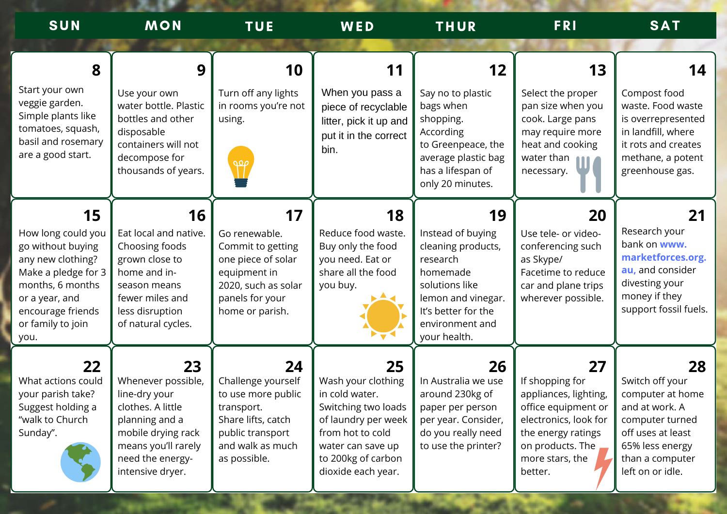| SUN | MON | TUE | WED | THUR | FRI | SAT |
|---|---|---|---|---|---|---|
| **8** Start your own veggie garden. Simple plants like tomatoes, squash, basil and rosemary are a good start. | **9** Use your own water bottle. Plastic bottles and other disposable containers will not decompose for thousands of years. | **10** Turn off any lights in rooms you're not using. | **11** When you pass a piece of recyclable litter, pick it up and put it in the correct bin. | **12** Say no to plastic bags when shopping. According to Greenpeace, the average plastic bag has a lifespan of only 20 minutes. | **13** Select the proper pan size when you cook. Large pans may require more heat and cooking water than necessary. | **14** Compost food waste. Food waste is overrepresented in landfill, where it rots and creates methane, a potent greenhouse gas. |
| **15** How long could you go without buying any new clothing? Make a pledge for 3 months, 6 months or a year, and encourage friends or family to join you. | **16** Eat local and native. Choosing foods grown close to home and in-season means fewer miles and less disruption of natural cycles. | **17** Go renewable. Commit to getting one piece of solar equipment in 2020, such as solar panels for your home or parish. | **18** Reduce food waste. Buy only the food you need. Eat or share all the food you buy. | **19** Instead of buying cleaning products, research homemade solutions like lemon and vinegar. It's better for the environment and your health. | **20** Use tele- or video-conferencing such as Skype/ Facetime to reduce car and plane trips wherever possible. | **21** Research your bank on **www.marketforces.org.au**, and consider divesting your money if they support fossil fuels. |
| **22** What actions could your parish take? Suggest holding a "walk to Church Sunday". | **23** Whenever possible, line-dry your clothes. A little planning and a mobile drying rack means you'll rarely need the energy-intensive dryer. | **24** Challenge yourself to use more public transport. Share lifts, catch public transport and walk as much as possible. | **25** Wash your clothing in cold water. Switching two loads of laundry per week from hot to cold water can save up to 200kg of carbon dioxide each year. | **26** In Australia we use around 230kg of paper per person per year. Consider, do you really need to use the printer? | **27** If shopping for appliances, lighting, office equipment or electronics, look for the energy ratings on products. The more stars, the better. | **28** Switch off your computer at home and at work. A computer turned off uses at least 65% less energy than a computer left on or idle. |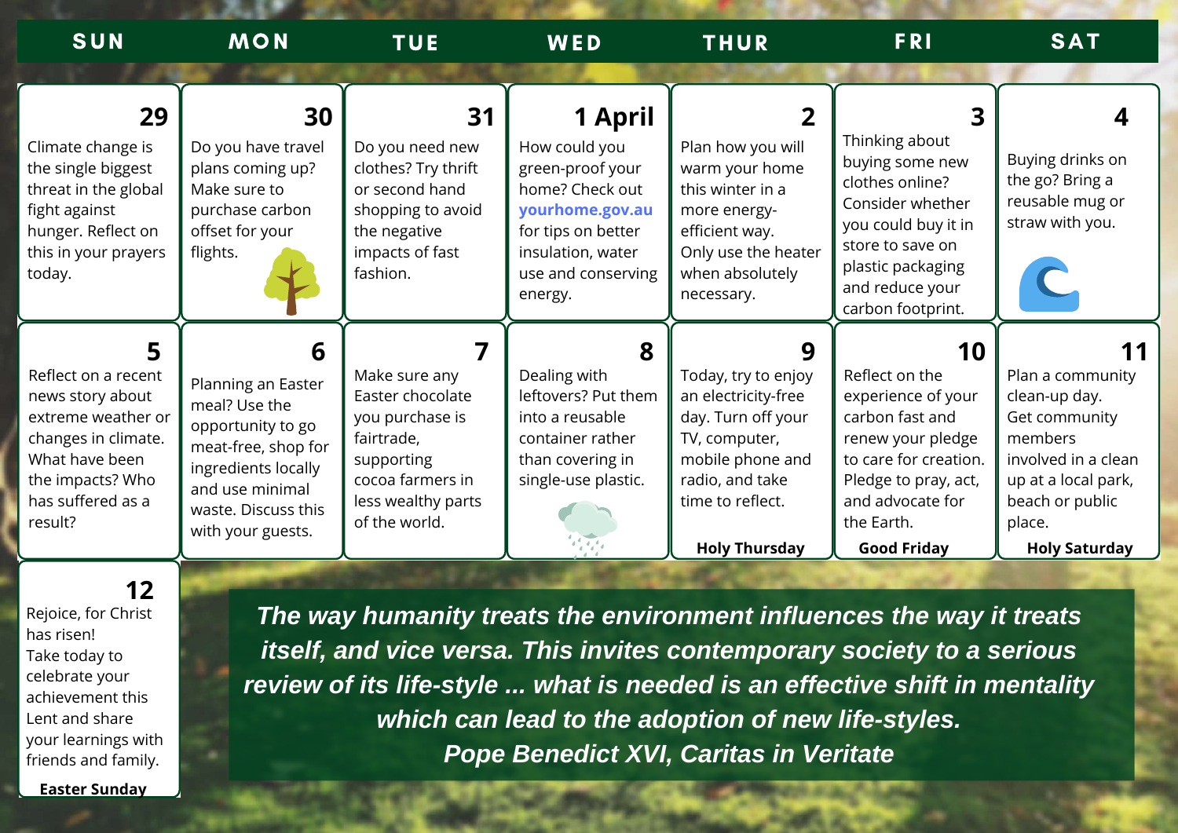| SUN | MON | TUE | WED | THUR | FRI | SAT |
|---|---|---|---|---|---|---|
| **29** Climate change is the single biggest threat in the global fight against hunger. Reflect on this in your prayers today. | **30** Do you have travel plans coming up? Make sure to purchase carbon offset for your flights. | **31** Do you need new clothes? Try thrift or second hand shopping to avoid the negative impacts of fast fashion. | **1 April** How could you green-proof your home? Check out yourhome.gov.au for tips on better insulation, water use and conserving energy. | **2** Plan how you will warm your home this winter in a more energy-efficient way. Only use the heater when absolutely necessary. | **3** Thinking about buying some new clothes online? Consider whether you could buy it in store to save on plastic packaging and reduce your carbon footprint. | **4** Buying drinks on the go? Bring a reusable mug or straw with you. |
| **5** Reflect on a recent news story about extreme weather or changes in climate. What have been the impacts? Who has suffered as a result? | **6** Planning an Easter meal? Use the opportunity to go meat-free, shop for ingredients locally and use minimal waste. Discuss this with your guests. | **7** Make sure any Easter chocolate you purchase is fairtrade, supporting cocoa farmers in less wealthy parts of the world. | **8** Dealing with leftovers? Put them into a reusable container rather than covering in single-use plastic. | **9** Today, try to enjoy an electricity-free day. Turn off your TV, computer, mobile phone and radio, and take time to reflect. **Holy Thursday** | **10** Reflect on the experience of your carbon fast and renew your pledge to care for creation. Pledge to pray, act, and advocate for the Earth. **Good Friday** | **11** Plan a community clean-up day. Get community members involved in a clean up at a local park, beach or public place. **Holy Saturday** |
| **12** Rejoice, for Christ has risen! Take today to celebrate your achievement this Lent and share your learnings with friends and family. **Easter Sunday** | | | | | | |

***The way humanity treats the environment influences the way it treats itself, and vice versa. This invites contemporary society to a serious review of its life-style ... what is needed is an effective shift in mentality which can lead to the adoption of new life-styles.***
***Pope Benedict XVI, Caritas in Veritate***